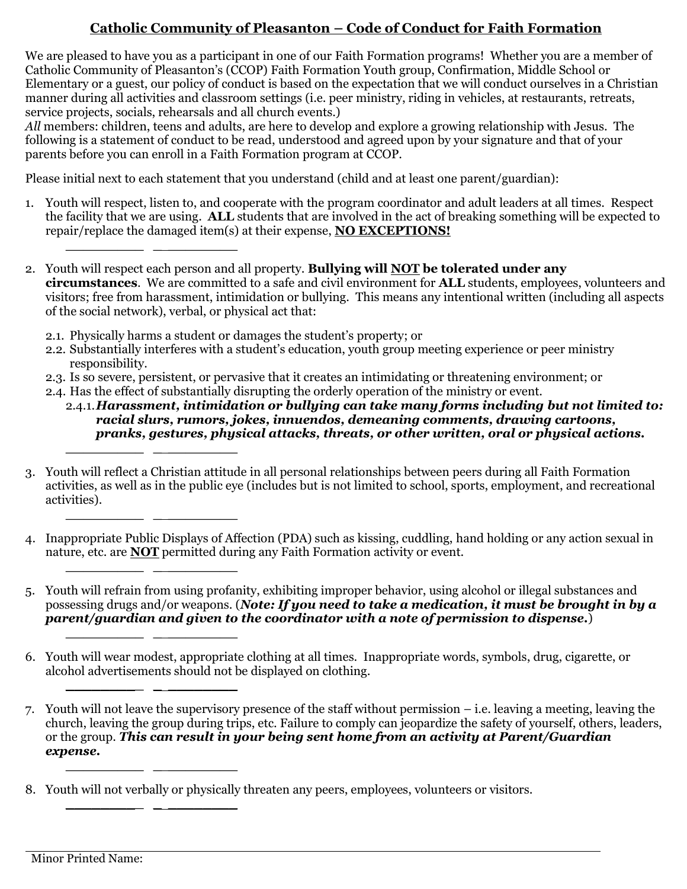## Catholic Community of Pleasanton – Code of Conduct for Faith Formation

We are pleased to have you as a participant in one of our Faith Formation programs! Whether you are a member of Catholic Community of Pleasanton's (CCOP) Faith Formation Youth group, Confirmation, Middle School or Elementary or a guest, our policy of conduct is based on the expectation that we will conduct ourselves in a Christian manner during all activities and classroom settings (i.e. peer ministry, riding in vehicles, at restaurants, retreats, service projects, socials, rehearsals and all church events.)

*All* members: children, teens and adults, are here to develop and explore a growing relationship with Jesus. The following is a statement of conduct to be read, understood and agreed upon by your signature and that of your parents before you can enroll in a Faith Formation program at CCOP.

Please initial next to each statement that you understand (child and at least one parent/guardian):

1. Youth will respect, listen to, and cooperate with the program coordinator and adult leaders at all times. Respect the facility that we are using. **ALL** students that are involved in the act of breaking something will be expected to repair/replace the damaged item(s) at their expense, **NO EXCEPTIONS!**

   \_\_\_\_\_\_\_\_\_\_ \_\_\_\_\_\_\_\_\_\_

2. Youth will respect each person and all property. **Bullying will NOT be tolerated under any circumstances**. We are committed to a safe and civil environment for **ALL** students, employees, volunteers and visitors; free from harassment, intimidation or bullying. This means any intentional written (including all aspects of the social network), verbal, or physical act that:

   2.1. Physically harms a student or damages the student's property; or
   2.2. Substantially interferes with a student's education, youth group meeting experience or peer ministry responsibility.
   2.3. Is so severe, persistent, or pervasive that it creates an intimidating or threatening environment; or
   2.4. Has the effect of substantially disrupting the orderly operation of the ministry or event.
      2.4.1. ***Harassment, intimidation or bullying can take many forms including but not limited to: racial slurs, rumors, jokes, innuendos, demeaning comments, drawing cartoons, pranks, gestures, physical attacks, threats, or other written, oral or physical actions.***

   \_\_\_\_\_\_\_\_\_\_ \_\_\_\_\_\_\_\_\_\_

3. Youth will reflect a Christian attitude in all personal relationships between peers during all Faith Formation activities, as well as in the public eye (includes but is not limited to school, sports, employment, and recreational activities).

   \_\_\_\_\_\_\_\_\_\_ \_\_\_\_\_\_\_\_\_\_

4. Inappropriate Public Displays of Affection (PDA) such as kissing, cuddling, hand holding or any action sexual in nature, etc. are **NOT** permitted during any Faith Formation activity or event.

   \_\_\_\_\_\_\_\_\_\_ \_\_\_\_\_\_\_\_\_\_

5. Youth will refrain from using profanity, exhibiting improper behavior, using alcohol or illegal substances and possessing drugs and/or weapons. (***Note: If you need to take a medication, it must be brought in by a parent/guardian and given to the coordinator with a note of permission to dispense.***)

   \_\_\_\_\_\_\_\_\_\_ \_\_\_\_\_\_\_\_\_\_

6. Youth will wear modest, appropriate clothing at all times. Inappropriate words, symbols, drug, cigarette, or alcohol advertisements should not be displayed on clothing.

   \_\_\_\_\_\_\_\_\_\_ \_\_\_\_\_\_\_\_\_\_

7. Youth will not leave the supervisory presence of the staff without permission – i.e. leaving a meeting, leaving the church, leaving the group during trips, etc. Failure to comply can jeopardize the safety of yourself, others, leaders, or the group. ***This can result in your being sent home from an activity at Parent/Guardian expense.***

   \_\_\_\_\_\_\_\_\_\_ \_\_\_\_\_\_\_\_\_\_

8. Youth will not verbally or physically threaten any peers, employees, volunteers or visitors.

   \_\_\_\_\_\_\_\_\_\_ \_\_\_\_\_\_\_\_\_\_

Minor Printed Name: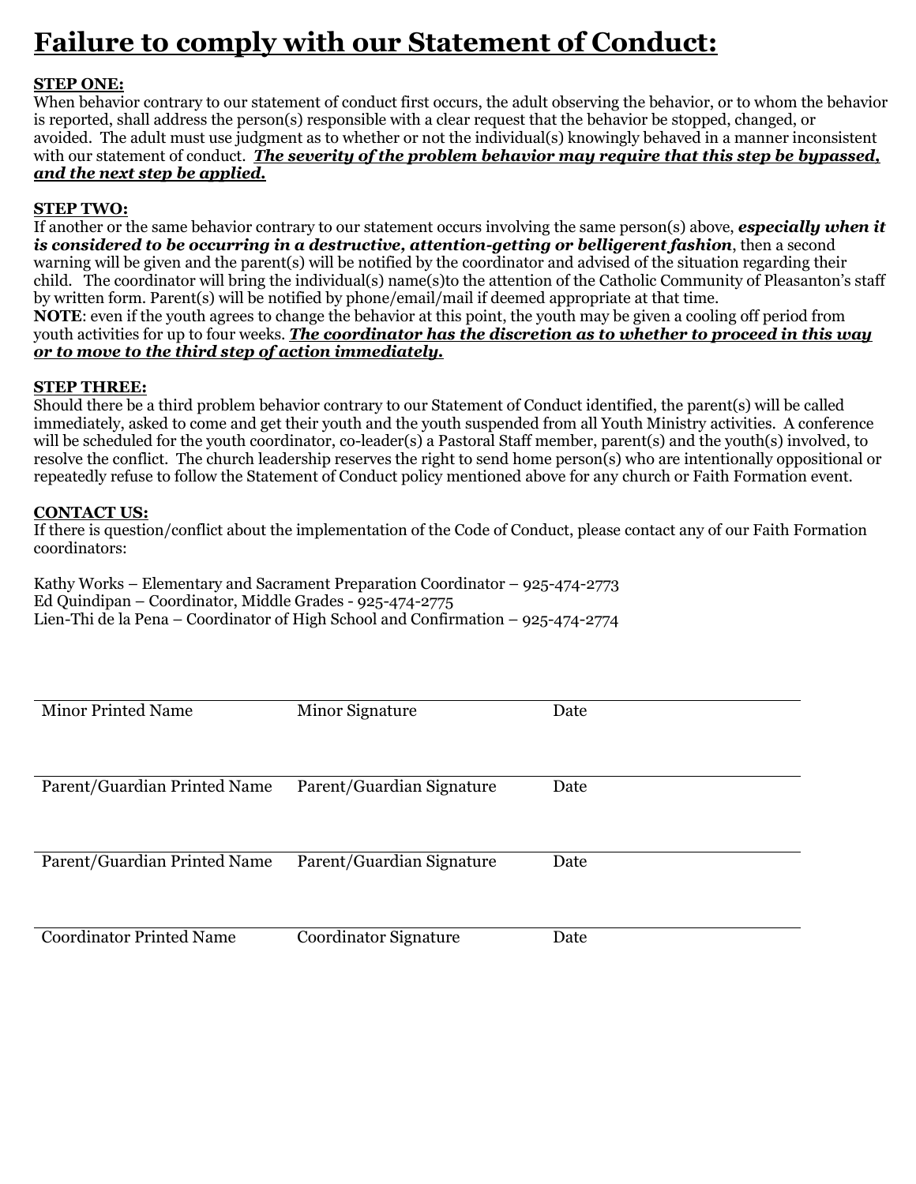# Failure to comply with our Statement of Conduct:

**STEP ONE:**

When behavior contrary to our statement of conduct first occurs, the adult observing the behavior, or to whom the behavior is reported, shall address the person(s) responsible with a clear request that the behavior be stopped, changed, or avoided. The adult must use judgment as to whether or not the individual(s) knowingly behaved in a manner inconsistent with our statement of conduct. ***The severity of the problem behavior may require that this step be bypassed, and the next step be applied.***

**STEP TWO:**

If another or the same behavior contrary to our statement occurs involving the same person(s) above, ***especially when it is considered to be occurring in a destructive, attention-getting or belligerent fashion***, then a second warning will be given and the parent(s) will be notified by the coordinator and advised of the situation regarding their child. The coordinator will bring the individual(s) name(s)to the attention of the Catholic Community of Pleasanton's staff by written form. Parent(s) will be notified by phone/email/mail if deemed appropriate at that time.

**NOTE**: even if the youth agrees to change the behavior at this point, the youth may be given a cooling off period from youth activities for up to four weeks. ***The coordinator has the discretion as to whether to proceed in this way or to move to the third step of action immediately.***

**STEP THREE:**

Should there be a third problem behavior contrary to our Statement of Conduct identified, the parent(s) will be called immediately, asked to come and get their youth and the youth suspended from all Youth Ministry activities. A conference will be scheduled for the youth coordinator, co-leader(s) a Pastoral Staff member, parent(s) and the youth(s) involved, to resolve the conflict. The church leadership reserves the right to send home person(s) who are intentionally oppositional or repeatedly refuse to follow the Statement of Conduct policy mentioned above for any church or Faith Formation event.

**CONTACT US:**

If there is question/conflict about the implementation of the Code of Conduct, please contact any of our Faith Formation coordinators:

Kathy Works – Elementary and Sacrament Preparation Coordinator – 925-474-2773
Ed Quindipan – Coordinator, Middle Grades - 925-474-2775
Lien-Thi de la Pena – Coordinator of High School and Confirmation – 925-474-2774

| | | |
|---|---|---|
| Minor Printed Name | Minor Signature | Date |
| Parent/Guardian Printed Name | Parent/Guardian Signature | Date |
| Parent/Guardian Printed Name | Parent/Guardian Signature | Date |
| Coordinator Printed Name | Coordinator Signature | Date |